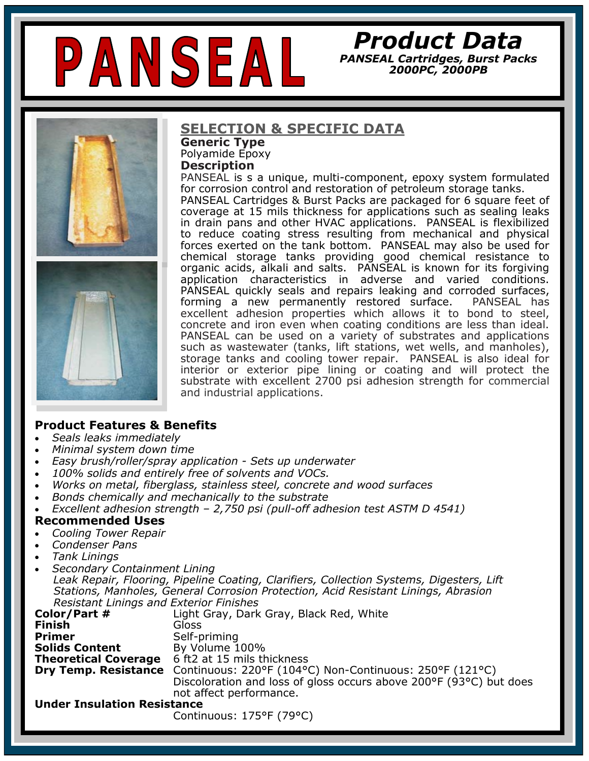# PANSEAL

## Product Data

***PANSEAL Cartridges, Burst Packs***
***2000PC, 2000PB***

## SELECTION & SPECIFIC DATA

### Generic Type

Polyamide Epoxy

### Description

PANSEAL is s a unique, multi-component, epoxy system formulated for corrosion control and restoration of petroleum storage tanks. PANSEAL Cartridges & Burst Packs are packaged for 6 square feet of coverage at 15 mils thickness for applications such as sealing leaks in drain pans and other HVAC applications. PANSEAL is flexibilized to reduce coating stress resulting from mechanical and physical forces exerted on the tank bottom. PANSEAL may also be used for chemical storage tanks providing good chemical resistance to organic acids, alkali and salts. PANSEAL is known for its forgiving application characteristics in adverse and varied conditions. PANSEAL quickly seals and repairs leaking and corroded surfaces, forming a new permanently restored surface. PANSEAL has excellent adhesion properties which allows it to bond to steel, concrete and iron even when coating conditions are less than ideal. PANSEAL can be used on a variety of substrates and applications such as wastewater (tanks, lift stations, wet wells, and manholes), storage tanks and cooling tower repair. PANSEAL is also ideal for interior or exterior pipe lining or coating and will protect the substrate with excellent 2700 psi adhesion strength for commercial and industrial applications.

### Product Features & Benefits

- *Seals leaks immediately*
- *Minimal system down time*
- *Easy brush/roller/spray application - Sets up underwater*
- *100% solids and entirely free of solvents and VOCs.*
- *Works on metal, fiberglass, stainless steel, concrete and wood surfaces*
- *Bonds chemically and mechanically to the substrate*
- *Excellent adhesion strength – 2,750 psi (pull-off adhesion test ASTM D 4541)*

### Recommended Uses

- *Cooling Tower Repair*
- *Condenser Pans*
- *Tank Linings*
- *Secondary Containment Lining*

*Leak Repair, Flooring, Pipeline Coating, Clarifiers, Collection Systems, Digesters, Lift Stations, Manholes, General Corrosion Protection, Acid Resistant Linings, Abrasion Resistant Linings and Exterior Finishes*

**Color/Part #** Light Gray, Dark Gray, Black Red, White

**Finish** Gloss

**Primer** Self-priming

**Solids Content** By Volume 100%

**Theoretical Coverage** 6 ft2 at 15 mils thickness

**Dry Temp. Resistance** Continuous: 220°F (104°C) Non-Continuous: 250°F (121°C)
Discoloration and loss of gloss occurs above 200°F (93°C) but does not affect performance.

**Under Insulation Resistance**
Continuous: 175°F (79°C)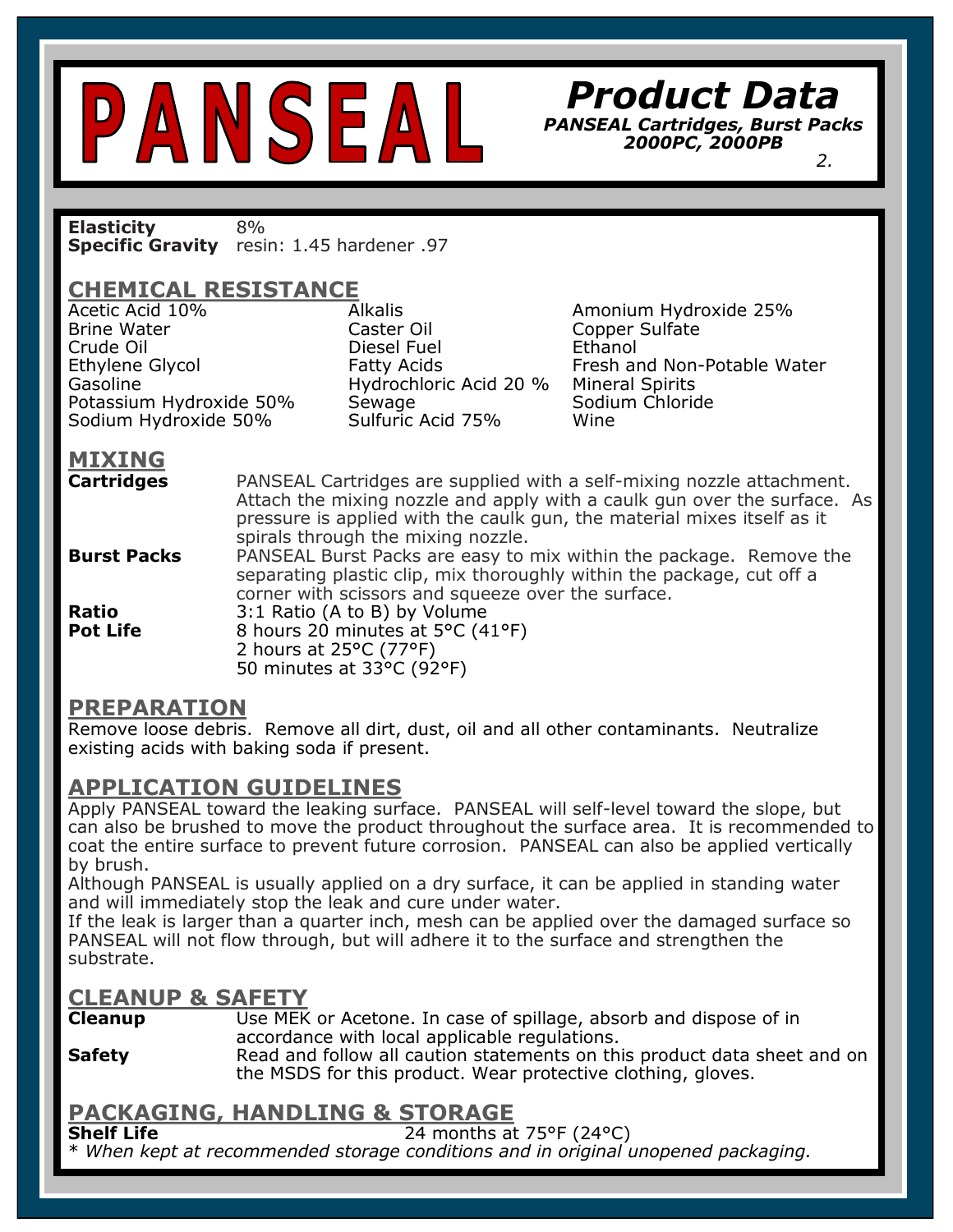# PANSEAL

## Product Data

***PANSEAL Cartridges, Burst Packs 2000PC, 2000PB***

**Elasticity** 8%
**Specific Gravity** resin: 1.45 hardener .97

## CHEMICAL RESISTANCE

| | | |
|---|---|---|
| Acetic Acid 10% | Alkalis | Amonium Hydroxide 25% |
| Brine Water | Caster Oil | Copper Sulfate |
| Crude Oil | Diesel Fuel | Ethanol |
| Ethylene Glycol | Fatty Acids | Fresh and Non-Potable Water |
| Gasoline | Hydrochloric Acid 20 % | Mineral Spirits |
| Potassium Hydroxide 50% | Sewage | Sodium Chloride |
| Sodium Hydroxide 50% | Sulfuric Acid 75% | Wine |

## MIXING

**Cartridges** PANSEAL Cartridges are supplied with a self-mixing nozzle attachment. Attach the mixing nozzle and apply with a caulk gun over the surface. As pressure is applied with the caulk gun, the material mixes itself as it spirals through the mixing nozzle.

**Burst Packs** PANSEAL Burst Packs are easy to mix within the package. Remove the separating plastic clip, mix thoroughly within the package, cut off a corner with scissors and squeeze over the surface.

**Ratio** 3:1 Ratio (A to B) by Volume

**Pot Life** 8 hours 20 minutes at 5°C (41°F)
2 hours at 25°C (77°F)
50 minutes at 33°C (92°F)

## PREPARATION

Remove loose debris. Remove all dirt, dust, oil and all other contaminants. Neutralize existing acids with baking soda if present.

## APPLICATION GUIDELINES

Apply PANSEAL toward the leaking surface. PANSEAL will self-level toward the slope, but can also be brushed to move the product throughout the surface area. It is recommended to coat the entire surface to prevent future corrosion. PANSEAL can also be applied vertically by brush.

Although PANSEAL is usually applied on a dry surface, it can be applied in standing water and will immediately stop the leak and cure under water.

If the leak is larger than a quarter inch, mesh can be applied over the damaged surface so PANSEAL will not flow through, but will adhere it to the surface and strengthen the substrate.

## CLEANUP & SAFETY

**Cleanup** Use MEK or Acetone. In case of spillage, absorb and dispose of in accordance with local applicable regulations.

**Safety** Read and follow all caution statements on this product data sheet and on the MSDS for this product. Wear protective clothing, gloves.

## PACKAGING, HANDLING & STORAGE

**Shelf Life** 24 months at 75°F (24°C)

* *When kept at recommended storage conditions and in original unopened packaging.*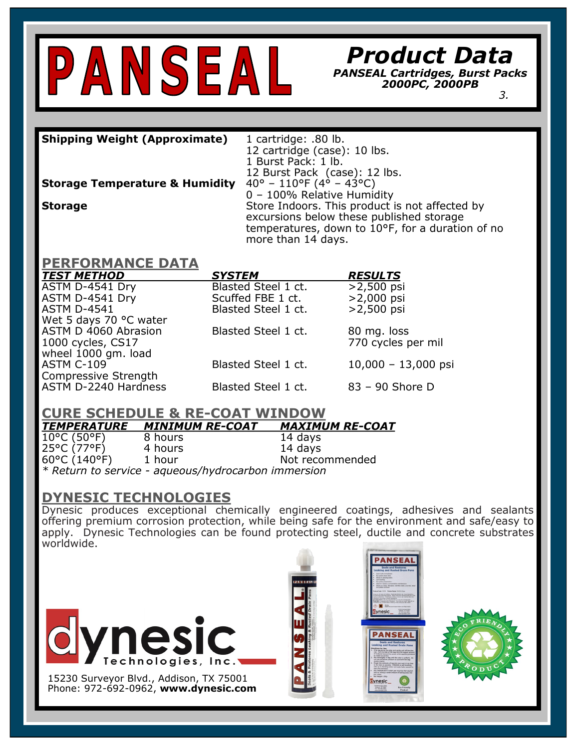# PANSEAL

## Product Data

*PANSEAL Cartridges, Burst Packs*
*2000PC, 2000PB*

| | |
|---|---|
| **Shipping Weight (Approximate)** | 1 cartridge: .80 lb.<br>12 cartridge (case): 10 lbs.<br>1 Burst Pack: 1 lb.<br>12 Burst Pack (case): 12 lbs. |
| **Storage Temperature & Humidity** | 40° – 110°F (4° – 43°C)<br>0 – 100% Relative Humidity |
| **Storage** | Store Indoors. This product is not affected by excursions below these published storage temperatures, down to 10°F, for a duration of no more than 14 days. |

## PERFORMANCE DATA

| *TEST METHOD* | *SYSTEM* | *RESULTS* |
|---|---|---|
| ASTM D-4541 Dry | Blasted Steel 1 ct. | >2,500 psi |
| ASTM D-4541 Dry | Scuffed FBE 1 ct. | >2,000 psi |
| ASTM D-4541 Wet 5 days 70 °C water | Blasted Steel 1 ct. | >2,500 psi |
| ASTM D 4060 Abrasion 1000 cycles, CS17 wheel 1000 gm. load | Blasted Steel 1 ct. | 80 mg. loss<br>770 cycles per mil |
| ASTM C-109 Compressive Strength | Blasted Steel 1 ct. | 10,000 – 13,000 psi |
| ASTM D-2240 Hardness | Blasted Steel 1 ct. | 83 – 90 Shore D |

## CURE SCHEDULE & RE-COAT WINDOW

| *TEMPERATURE* | *MINIMUM RE-COAT* | *MAXIMUM RE-COAT* |
|---|---|---|
| 10°C (50°F) | 8 hours | 14 days |
| 25°C (77°F) | 4 hours | 14 days |
| 60°C (140°F) | 1 hour | Not recommended |

*\* Return to service - aqueous/hydrocarbon immersion*

## DYNESIC TECHNOLOGIES

Dynesic produces exceptional chemically engineered coatings, adhesives and sealants offering premium corrosion protection, while being safe for the environment and safe/easy to apply. Dynesic Technologies can be found protecting steel, ductile and concrete substrates worldwide.

dynesic Technologies, Inc.

15230 Surveyor Blvd., Addison, TX 75001
Phone: 972-692-0962, **www.dynesic.com**